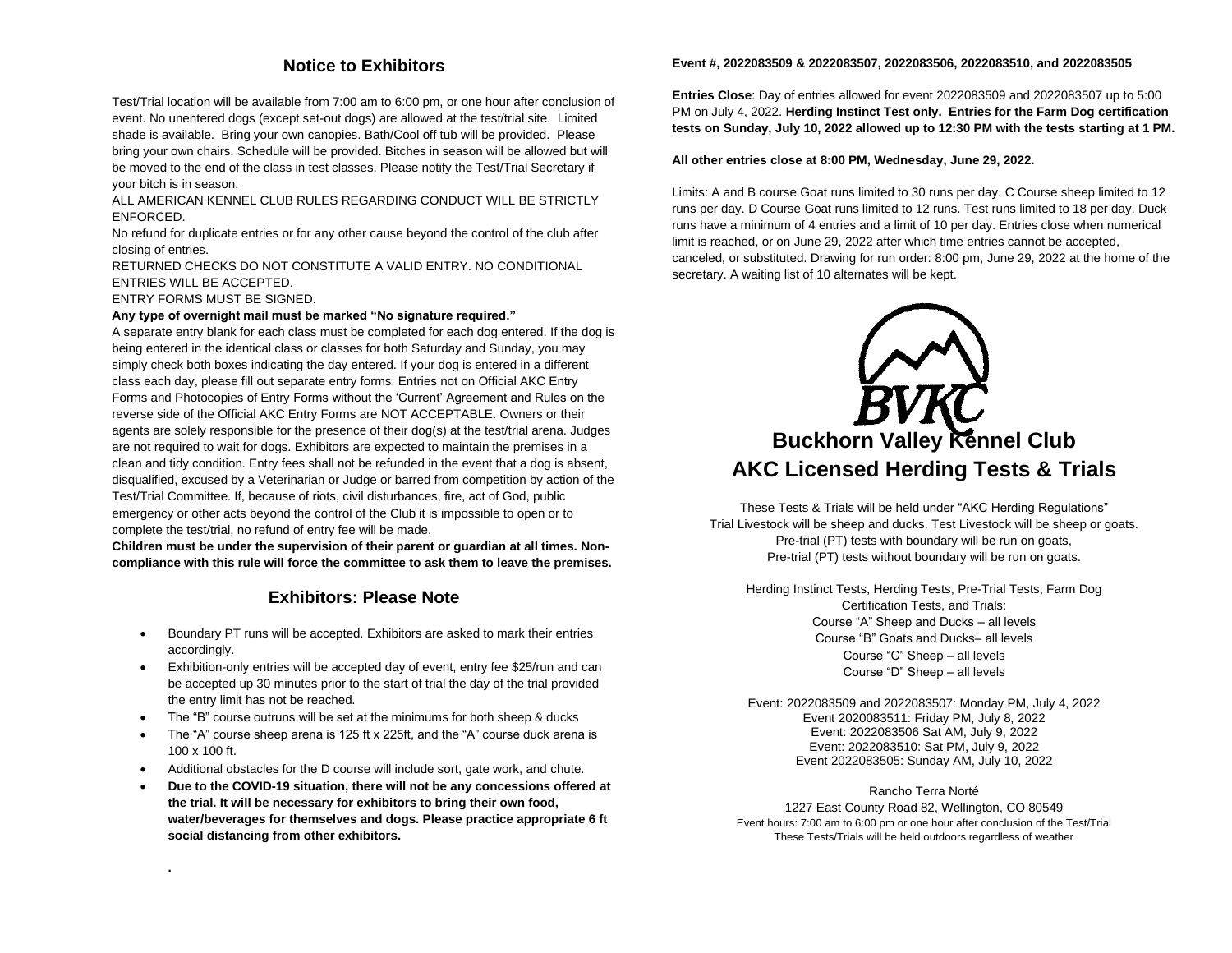## Notice to Exhibitors

Test/Trial location will be available from 7:00 am to 6:00 pm, or one hour after conclusion of event. No unentered dogs (except set-out dogs) are allowed at the test/trial site. Limited shade is available. Bring your own canopies. Bath/Cool off tub will be provided. Please bring your own chairs. Schedule will be provided. Bitches in season will be allowed but will be moved to the end of the class in test classes. Please notify the Test/Trial Secretary if your bitch is in season.

ALL AMERICAN KENNEL CLUB RULES REGARDING CONDUCT WILL BE STRICTLY ENFORCED.

No refund for duplicate entries or for any other cause beyond the control of the club after closing of entries.

RETURNED CHECKS DO NOT CONSTITUTE A VALID ENTRY. NO CONDITIONAL ENTRIES WILL BE ACCEPTED.

ENTRY FORMS MUST BE SIGNED.

**Any type of overnight mail must be marked "No signature required."**

A separate entry blank for each class must be completed for each dog entered. If the dog is being entered in the identical class or classes for both Saturday and Sunday, you may simply check both boxes indicating the day entered. If your dog is entered in a different class each day, please fill out separate entry forms. Entries not on Official AKC Entry Forms and Photocopies of Entry Forms without the 'Current' Agreement and Rules on the reverse side of the Official AKC Entry Forms are NOT ACCEPTABLE. Owners or their agents are solely responsible for the presence of their dog(s) at the test/trial arena. Judges are not required to wait for dogs. Exhibitors are expected to maintain the premises in a clean and tidy condition. Entry fees shall not be refunded in the event that a dog is absent, disqualified, excused by a Veterinarian or Judge or barred from competition by action of the Test/Trial Committee. If, because of riots, civil disturbances, fire, act of God, public emergency or other acts beyond the control of the Club it is impossible to open or to complete the test/trial, no refund of entry fee will be made.

**Children must be under the supervision of their parent or guardian at all times. Non-compliance with this rule will force the committee to ask them to leave the premises.**

## Exhibitors: Please Note

- Boundary PT runs will be accepted. Exhibitors are asked to mark their entries accordingly.
- Exhibition-only entries will be accepted day of event, entry fee $25/run and can be accepted up 30 minutes prior to the start of trial the day of the trial provided the entry limit has not be reached.
- The "B" course outruns will be set at the minimums for both sheep & ducks
- The "A" course sheep arena is 125 ft x 225ft, and the "A" course duck arena is 100 x 100 ft.
- Additional obstacles for the D course will include sort, gate work, and chute.
- **Due to the COVID-19 situation, there will not be any concessions offered at the trial. It will be necessary for exhibitors to bring their own food, water/beverages for themselves and dogs. Please practice appropriate 6 ft social distancing from other exhibitors.**

.

**Event #, 2022083509 & 2022083507, 2022083506, 2022083510, and 2022083505**

**Entries Close**: Day of entries allowed for event 2022083509 and 2022083507 up to 5:00 PM on July 4, 2022. **Herding Instinct Test only. Entries for the Farm Dog certification tests on Sunday, July 10, 2022 allowed up to 12:30 PM with the tests starting at 1 PM.**

**All other entries close at 8:00 PM, Wednesday, June 29, 2022.**

Limits: A and B course Goat runs limited to 30 runs per day. C Course sheep limited to 12 runs per day. D Course Goat runs limited to 12 runs. Test runs limited to 18 per day. Duck runs have a minimum of 4 entries and a limit of 10 per day. Entries close when numerical limit is reached, or on June 29, 2022 after which time entries cannot be accepted, canceled, or substituted. Drawing for run order: 8:00 pm, June 29, 2022 at the home of the secretary. A waiting list of 10 alternates will be kept.

BVKC

# Buckhorn Valley Kennel Club
# AKC Licensed Herding Tests & Trials

These Tests & Trials will be held under "AKC Herding Regulations"
Trial Livestock will be sheep and ducks. Test Livestock will be sheep or goats.
Pre-trial (PT) tests with boundary will be run on goats,
Pre-trial (PT) tests without boundary will be run on goats.

Herding Instinct Tests, Herding Tests, Pre-Trial Tests, Farm Dog Certification Tests, and Trials:
Course "A" Sheep and Ducks – all levels
Course "B" Goats and Ducks– all levels
Course "C" Sheep – all levels
Course "D" Sheep – all levels

Event: 2022083509 and 2022083507: Monday PM, July 4, 2022
Event 2020083511: Friday PM, July 8, 2022
Event: 2022083506 Sat AM, July 9, 2022
Event: 2022083510: Sat PM, July 9, 2022
Event 2022083505: Sunday AM, July 10, 2022

Rancho Terra Norté
1227 East County Road 82, Wellington, CO 80549
Event hours: 7:00 am to 6:00 pm or one hour after conclusion of the Test/Trial
These Tests/Trials will be held outdoors regardless of weather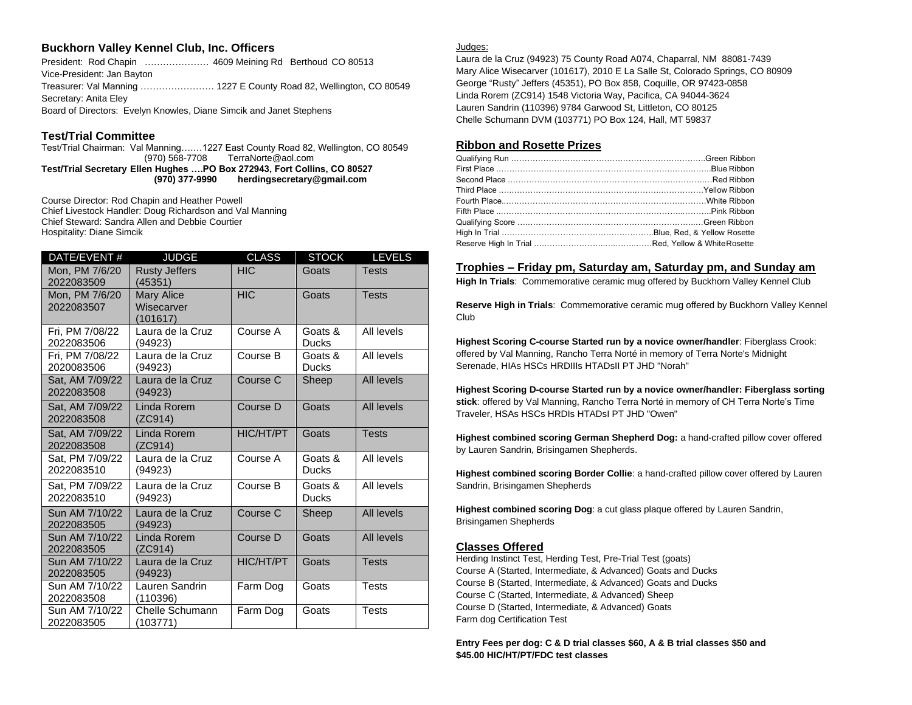## Buckhorn Valley Kennel Club, Inc. Officers

President: Rod Chapin ………………… 4609 Meining Rd Berthoud CO 80513
Vice-President: Jan Bayton
Treasurer: Val Manning …………………… 1227 E County Road 82, Wellington, CO 80549
Secretary: Anita Eley
Board of Directors: Evelyn Knowles, Diane Simcik and Janet Stephens

## Test/Trial Committee

Test/Trial Chairman: Val Manning…….1227 East County Road 82, Wellington, CO 80549
(970) 568-7708 TerraNorte@aol.com
**Test/Trial Secretary Ellen Hughes ….PO Box 272943, Fort Collins, CO 80527**
**(970) 377-9990 herdingsecretary@gmail.com**

Course Director: Rod Chapin and Heather Powell
Chief Livestock Handler: Doug Richardson and Val Manning
Chief Steward: Sandra Allen and Debbie Courtier
Hospitality: Diane Simcik

| DATE/EVENT # | JUDGE | CLASS | STOCK | LEVELS |
|---|---|---|---|---|
| Mon, PM 7/6/20 2022083509 | Rusty Jeffers (45351) | HIC | Goats | Tests |
| Mon, PM 7/6/20 2022083507 | Mary Alice Wisecarver (101617) | HIC | Goats | Tests |
| Fri, PM 7/08/22 2022083506 | Laura de la Cruz (94923) | Course A | Goats & Ducks | All levels |
| Fri, PM 7/08/22 2020083506 | Laura de la Cruz (94923) | Course B | Goats & Ducks | All levels |
| Sat, AM 7/09/22 2022083508 | Laura de la Cruz (94923) | Course C | Sheep | All levels |
| Sat, AM 7/09/22 2022083508 | Linda Rorem (ZC914) | Course D | Goats | All levels |
| Sat, AM 7/09/22 2022083508 | Linda Rorem (ZC914) | HIC/HT/PT | Goats | Tests |
| Sat, PM 7/09/22 2022083510 | Laura de la Cruz (94923) | Course A | Goats & Ducks | All levels |
| Sat, PM 7/09/22 2022083510 | Laura de la Cruz (94923) | Course B | Goats & Ducks | All levels |
| Sun AM 7/10/22 2022083505 | Laura de la Cruz (94923) | Course C | Sheep | All levels |
| Sun AM 7/10/22 2022083505 | Linda Rorem (ZC914) | Course D | Goats | All levels |
| Sun AM 7/10/22 2022083505 | Laura de la Cruz (94923) | HIC/HT/PT | Goats | Tests |
| Sun AM 7/10/22 2022083508 | Lauren Sandrin (110396) | Farm Dog | Goats | Tests |
| Sun AM 7/10/22 2022083505 | Chelle Schumann (103771) | Farm Dog | Goats | Tests |

Judges:

Laura de la Cruz (94923) 75 County Road A074, Chaparral, NM 88081-7439
Mary Alice Wisecarver (101617), 2010 E La Salle St, Colorado Springs, CO 80909
George "Rusty" Jeffers (45351), PO Box 858, Coquille, OR 97423-0858
Linda Rorem (ZC914) 1548 Victoria Way, Pacifica, CA 94044-3624
Lauren Sandrin (110396) 9784 Garwood St, Littleton, CO 80125
Chelle Schumann DVM (103771) PO Box 124, Hall, MT 59837

## Ribbon and Rosette Prizes

Qualifying Run …………………………………………………………….Green Ribbon
First Place ……………………………………………………………….Blue Ribbon
Second Place …………………………………………………………….Red Ribbon
Third Place ……………………………………………………………….Yellow Ribbon
Fourth Place……………………………………………………………….White Ribbon
Fifth Place ……………………………………………………………….Pink Ribbon
Qualifying Score ………………………………………………………….Green Ribbon
High In Trial ……………………………………………………Blue, Red, & Yellow Rosette
Reserve High In Trial ………………………………………Red, Yellow & White Rosette

## Trophies – Friday pm, Saturday am, Saturday pm, and Sunday am

**High In Trials**: Commemorative ceramic mug offered by Buckhorn Valley Kennel Club

**Reserve High in Trials**: Commemorative ceramic mug offered by Buckhorn Valley Kennel Club

**Highest Scoring C-course Started run by a novice owner/handler**: Fiberglass Crook: offered by Val Manning, Rancho Terra Norté in memory of Terra Norte's Midnight Serenade, HIAs HSCs HRDIIIs HTADsII PT JHD "Norah"

**Highest Scoring D-course Started run by a novice owner/handler: Fiberglass sorting stick**: offered by Val Manning, Rancho Terra Norté in memory of CH Terra Norte's Time Traveler, HSAs HSCs HRDIs HTADsI PT JHD "Owen"

**Highest combined scoring German Shepherd Dog:** a hand-crafted pillow cover offered by Lauren Sandrin, Brisingamen Shepherds.

**Highest combined scoring Border Collie**: a hand-crafted pillow cover offered by Lauren Sandrin, Brisingamen Shepherds

**Highest combined scoring Dog**: a cut glass plaque offered by Lauren Sandrin, Brisingamen Shepherds

## Classes Offered

Herding Instinct Test, Herding Test, Pre-Trial Test (goats)
Course A (Started, Intermediate, & Advanced) Goats and Ducks
Course B (Started, Intermediate, & Advanced) Goats and Ducks
Course C (Started, Intermediate, & Advanced) Sheep
Course D (Started, Intermediate, & Advanced) Goats
Farm dog Certification Test

**Entry Fees per dog: C & D trial classes $60, A & B trial classes $50 and $45.00 HIC/HT/PT/FDC test classes**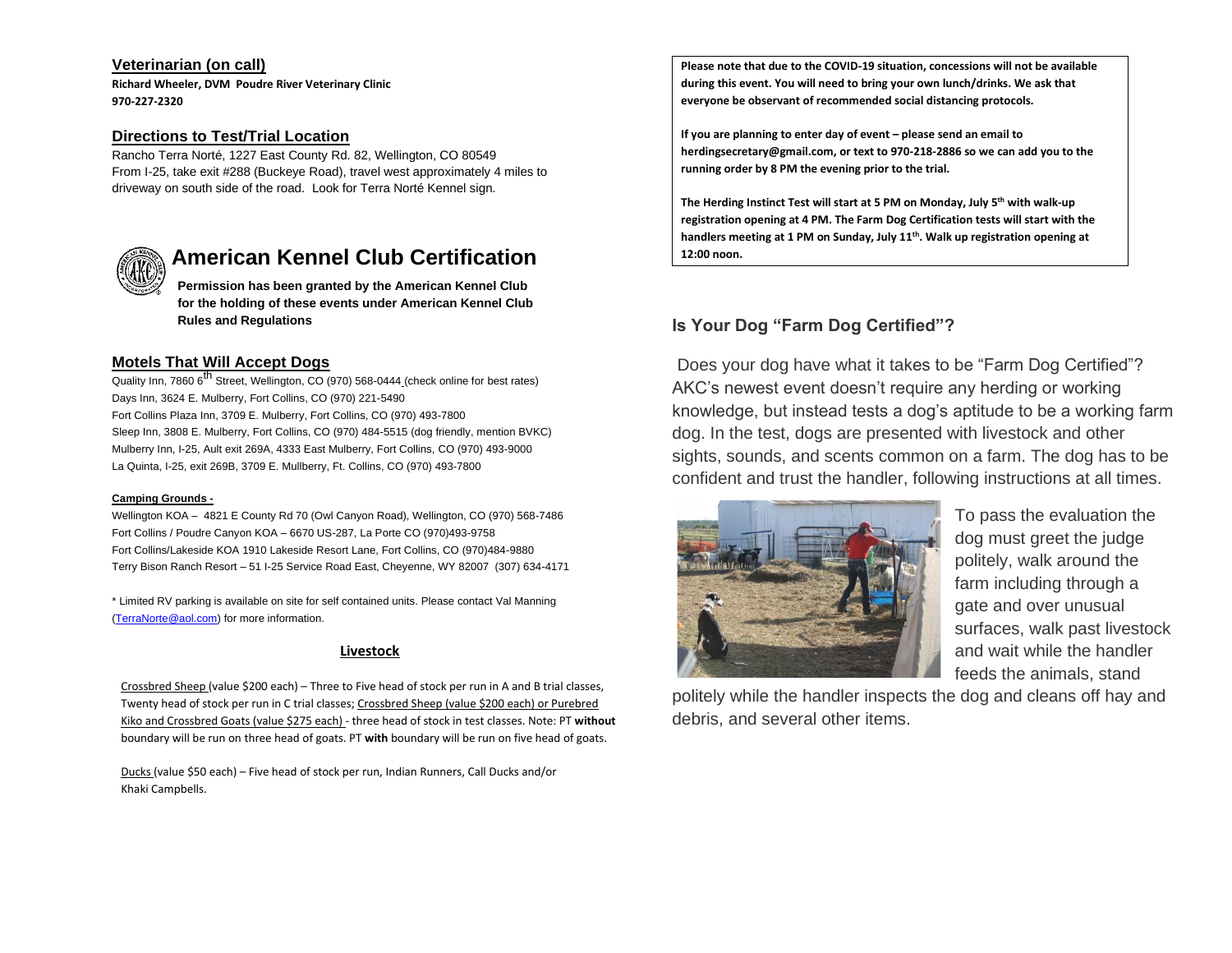## Veterinarian (on call)

**Richard Wheeler, DVM Poudre River Veterinary Clinic**
**970-227-2320**

## Directions to Test/Trial Location

Rancho Terra Norté, 1227 East County Rd. 82, Wellington, CO 80549
From I-25, take exit #288 (Buckeye Road), travel west approximately 4 miles to driveway on south side of the road. Look for Terra Norté Kennel sign.

# American Kennel Club Certification

**Permission has been granted by the American Kennel Club for the holding of these events under American Kennel Club Rules and Regulations**

## Motels That Will Accept Dogs

Quality Inn, 7860 6th Street, Wellington, CO (970) 568-0444 (check online for best rates)
Days Inn, 3624 E. Mulberry, Fort Collins, CO (970) 221-5490
Fort Collins Plaza Inn, 3709 E. Mulberry, Fort Collins, CO (970) 493-7800
Sleep Inn, 3808 E. Mulberry, Fort Collins, CO (970) 484-5515 (dog friendly, mention BVKC)
Mulberry Inn, I-25, Ault exit 269A, 4333 East Mulberry, Fort Collins, CO (970) 493-9000
La Quinta, I-25, exit 269B, 3709 E. Mullberry, Ft. Collins, CO (970) 493-7800

**Camping Grounds -**

Wellington KOA – 4821 E County Rd 70 (Owl Canyon Road), Wellington, CO (970) 568-7486
Fort Collins / Poudre Canyon KOA – 6670 US-287, La Porte CO (970)493-9758
Fort Collins/Lakeside KOA 1910 Lakeside Resort Lane, Fort Collins, CO (970)484-9880
Terry Bison Ranch Resort – 51 I-25 Service Road East, Cheyenne, WY 82007 (307) 634-4171

* Limited RV parking is available on site for self contained units. Please contact Val Manning (TerraNorte@aol.com) for more information.

**Livestock**

Crossbred Sheep (value $200 each) – Three to Five head of stock per run in A and B trial classes, Twenty head of stock per run in C trial classes; Crossbred Sheep (value $200 each) or Purebred Kiko and Crossbred Goats (value $275 each) - three head of stock in test classes. Note: PT **without** boundary will be run on three head of goats. PT **with** boundary will be run on five head of goats.

Ducks (value $50 each) – Five head of stock per run, Indian Runners, Call Ducks and/or Khaki Campbells.

**Please note that due to the COVID-19 situation, concessions will not be available during this event. You will need to bring your own lunch/drinks. We ask that everyone be observant of recommended social distancing protocols.**

**If you are planning to enter day of event – please send an email to herdingsecretary@gmail.com, or text to 970-218-2886 so we can add you to the running order by 8 PM the evening prior to the trial.**

**The Herding Instinct Test will start at 5 PM on Monday, July 5th with walk-up registration opening at 4 PM. The Farm Dog Certification tests will start with the handlers meeting at 1 PM on Sunday, July 11th. Walk up registration opening at 12:00 noon.**

## Is Your Dog "Farm Dog Certified"?

Does your dog have what it takes to be "Farm Dog Certified"? AKC's newest event doesn't require any herding or working knowledge, but instead tests a dog's aptitude to be a working farm dog. In the test, dogs are presented with livestock and other sights, sounds, and scents common on a farm. The dog has to be confident and trust the handler, following instructions at all times.

To pass the evaluation the dog must greet the judge politely, walk around the farm including through a gate and over unusual surfaces, walk past livestock and wait while the handler feeds the animals, stand politely while the handler inspects the dog and cleans off hay and debris, and several other items.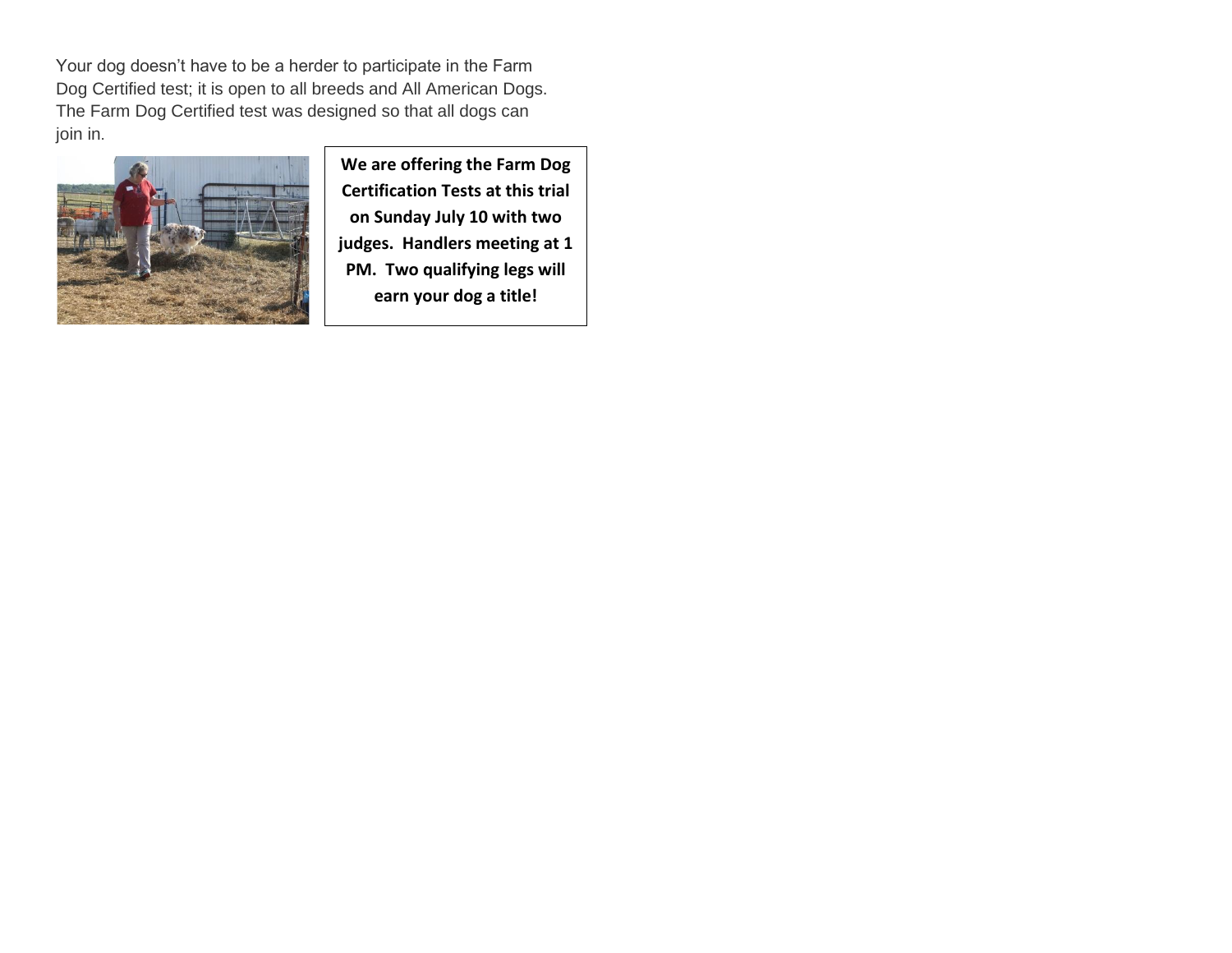Your dog doesn't have to be a herder to participate in the Farm Dog Certified test; it is open to all breeds and All American Dogs. The Farm Dog Certified test was designed so that all dogs can join in.

**We are offering the Farm Dog Certification Tests at this trial on Sunday July 10 with two judges. Handlers meeting at 1 PM. Two qualifying legs will earn your dog a title!**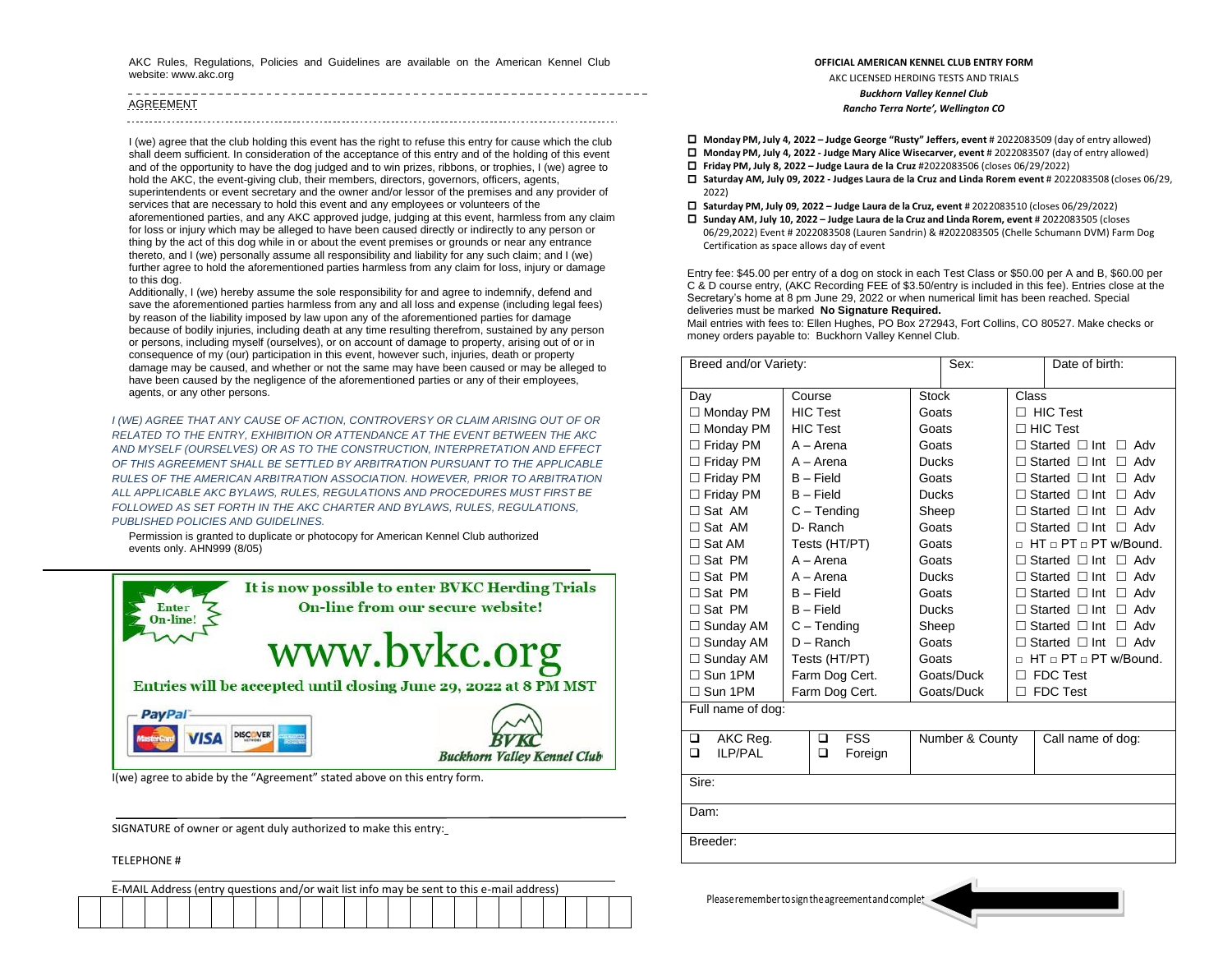AKC Rules, Regulations, Policies and Guidelines are available on the American Kennel Club website: www.akc.org

AGREEMENT

I (we) agree that the club holding this event has the right to refuse this entry for cause which the club shall deem sufficient. In consideration of the acceptance of this entry and of the holding of this event and of the opportunity to have the dog judged and to win prizes, ribbons, or trophies, I (we) agree to hold the AKC, the event-giving club, their members, directors, governors, officers, agents, superintendents or event secretary and the owner and/or lessor of the premises and any provider of services that are necessary to hold this event and any employees or volunteers of the aforementioned parties, and any AKC approved judge, judging at this event, harmless from any claim for loss or injury which may be alleged to have been caused directly or indirectly to any person or thing by the act of this dog while in or about the event premises or grounds or near any entrance thereto, and I (we) personally assume all responsibility and liability for any such claim; and I (we) further agree to hold the aforementioned parties harmless from any claim for loss, injury or damage to this dog.
Additionally, I (we) hereby assume the sole responsibility for and agree to indemnify, defend and save the aforementioned parties harmless from any and all loss and expense (including legal fees) by reason of the liability imposed by law upon any of the aforementioned parties for damage because of bodily injuries, including death at any time resulting therefrom, sustained by any person or persons, including myself (ourselves), or on account of damage to property, arising out of or in consequence of my (our) participation in this event, however such, injuries, death or property damage may be caused, and whether or not the same may have been caused or may be alleged to have been caused by the negligence of the aforementioned parties or any of their employees, agents, or any other persons.

*I (WE) AGREE THAT ANY CAUSE OF ACTION, CONTROVERSY OR CLAIM ARISING OUT OF OR RELATED TO THE ENTRY, EXHIBITION OR ATTENDANCE AT THE EVENT BETWEEN THE AKC AND MYSELF (OURSELVES) OR AS TO THE CONSTRUCTION, INTERPRETATION AND EFFECT OF THIS AGREEMENT SHALL BE SETTLED BY ARBITRATION PURSUANT TO THE APPLICABLE RULES OF THE AMERICAN ARBITRATION ASSOCIATION. HOWEVER, PRIOR TO ARBITRATION ALL APPLICABLE AKC BYLAWS, RULES, REGULATIONS AND PROCEDURES MUST FIRST BE FOLLOWED AS SET FORTH IN THE AKC CHARTER AND BYLAWS, RULES, REGULATIONS, PUBLISHED POLICIES AND GUIDELINES.*

Permission is granted to duplicate or photocopy for American Kennel Club authorized events only. AHN999 (8/05)

Enter On-line!

**It is now possible to enter BVKC Herding Trials On-line from our secure website!**

**www.bvkc.org**

**Entries will be accepted until closing June 29, 2022 at 8 PM MST**

PayPal — MasterCard, VISA, DISCOVER, American Express

BVKC Buckhorn Valley Kennel Club

I(we) agree to abide by the "Agreement" stated above on this entry form.

SIGNATURE of owner or agent duly authorized to make this entry:

TELEPHONE #

E-MAIL Address (entry questions and/or wait list info may be sent to this e-mail address)

**OFFICIAL AMERICAN KENNEL CLUB ENTRY FORM**

AKC LICENSED HERDING TESTS AND TRIALS

***Buckhorn Valley Kennel Club***

***Rancho Terra Norte', Wellington CO***

- ☐ **Monday PM, July 4, 2022 – Judge George "Rusty" Jeffers, event** # 2022083509 (day of entry allowed)
- ☐ **Monday PM, July 4, 2022 - Judge Mary Alice Wisecarver, event** # 2022083507 (day of entry allowed)
- ☐ **Friday PM, July 8, 2022 – Judge Laura de la Cruz** #2022083506 (closes 06/29/2022)
- ☐ **Saturday AM, July 09, 2022 - Judges Laura de la Cruz and Linda Rorem event** # 2022083508 (closes 06/29, 2022)
- ☐ **Saturday PM, July 09, 2022 – Judge Laura de la Cruz, event** # 2022083510 (closes 06/29/2022)
- ☐ **Sunday AM, July 10, 2022 – Judge Laura de la Cruz and Linda Rorem, event** # 2022083505 (closes 06/29,2022) Event # 2022083508 (Lauren Sandrin) & #2022083505 (Chelle Schumann DVM) Farm Dog Certification as space allows day of event

Entry fee: $45.00 per entry of a dog on stock in each Test Class or $50.00 per A and B, $60.00 per C & D course entry, (AKC Recording FEE of $3.50/entry is included in this fee). Entries close at the Secretary's home at 8 pm June 29, 2022 or when numerical limit has been reached. Special deliveries must be marked **No Signature Required.**
Mail entries with fees to: Ellen Hughes, PO Box 272943, Fort Collins, CO 80527. Make checks or money orders payable to: Buckhorn Valley Kennel Club.

Breed and/or Variety: | Sex: | Date of birth:

| Day | Course | Stock | Class |
|---|---|---|---|
| ☐ Monday PM | HIC Test | Goats | ☐ HIC Test |
| ☐ Monday PM | HIC Test | Goats | ☐ HIC Test |
| ☐ Friday PM | A – Arena | Goats | ☐ Started ☐ Int ☐ Adv |
| ☐ Friday PM | A – Arena | Ducks | ☐ Started ☐ Int ☐ Adv |
| ☐ Friday PM | B – Field | Goats | ☐ Started ☐ Int ☐ Adv |
| ☐ Friday PM | B – Field | Ducks | ☐ Started ☐ Int ☐ Adv |
| ☐ Sat AM | C – Tending | Sheep | ☐ Started ☐ Int ☐ Adv |
| ☐ Sat AM | D- Ranch | Goats | ☐ Started ☐ Int ☐ Adv |
| ☐ Sat AM | Tests (HT/PT) | Goats | ☐ HT ☐ PT ☐ PT w/Bound. |
| ☐ Sat PM | A – Arena | Goats | ☐ Started ☐ Int ☐ Adv |
| ☐ Sat PM | A – Arena | Ducks | ☐ Started ☐ Int ☐ Adv |
| ☐ Sat PM | B – Field | Goats | ☐ Started ☐ Int ☐ Adv |
| ☐ Sat PM | B – Field | Ducks | ☐ Started ☐ Int ☐ Adv |
| ☐ Sunday AM | C – Tending | Sheep | ☐ Started ☐ Int ☐ Adv |
| ☐ Sunday AM | D – Ranch | Goats | ☐ Started ☐ Int ☐ Adv |
| ☐ Sunday AM | Tests (HT/PT) | Goats | ☐ HT ☐ PT ☐ PT w/Bound. |
| ☐ Sun 1PM | Farm Dog Cert. | Goats/Duck | ☐ FDC Test |
| ☐ Sun 1PM | Farm Dog Cert. | Goats/Duck | ☐ FDC Test |

Full name of dog:

| | | | |
|---|---|---|---|
| ☐ AKC Reg.<br>☐ ILP/PAL | ☐ FSS<br>☐ Foreign | Number & County | Call name of dog: |

Sire:

Dam:

Breeder:

Please remember to sign the agreement and complet